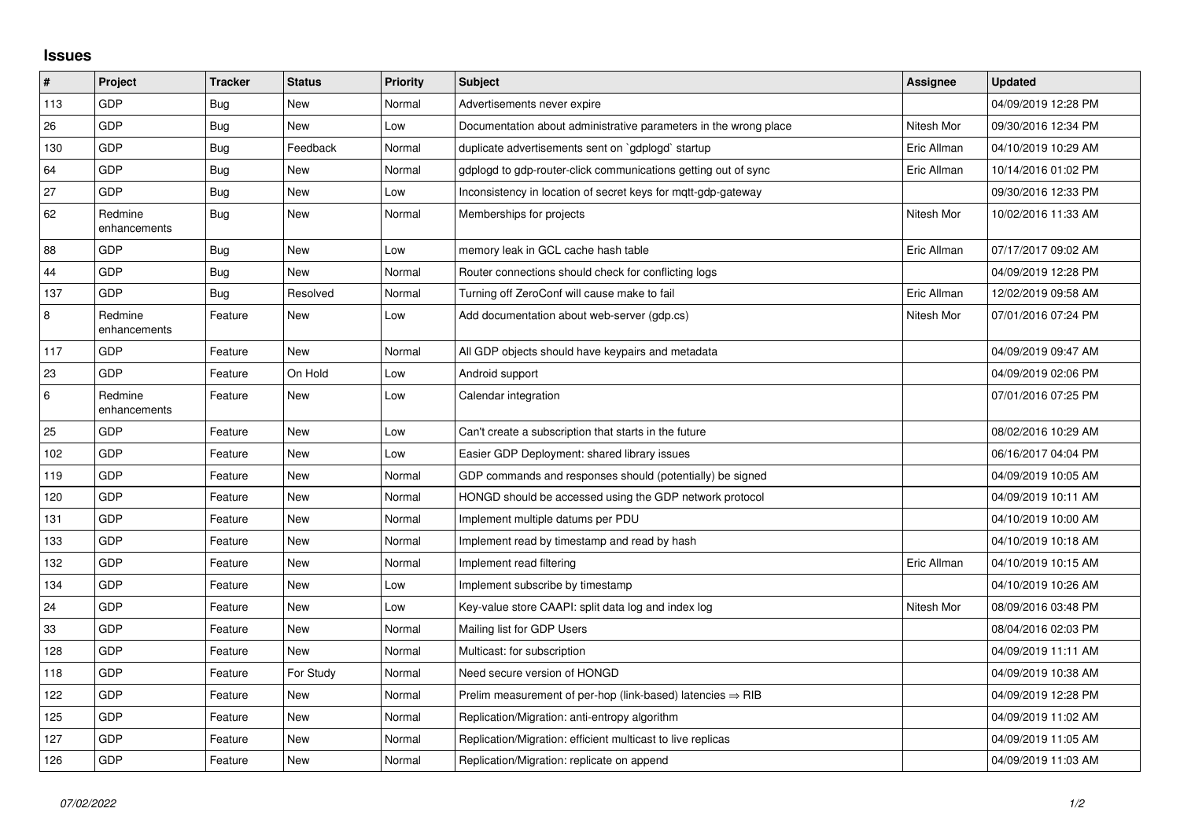# Issues

| # | Project | Tracker | Status | Priority | Subject | Assignee | Updated |
|---|---|---|---|---|---|---|---|
| 113 | GDP | Bug | New | Normal | Advertisements never expire | | 04/09/2019 12:28 PM |
| 26 | GDP | Bug | New | Low | Documentation about administrative parameters in the wrong place | Nitesh Mor | 09/30/2016 12:34 PM |
| 130 | GDP | Bug | Feedback | Normal | duplicate advertisements sent on `gdplogd` startup | Eric Allman | 04/10/2019 10:29 AM |
| 64 | GDP | Bug | New | Normal | gdplogd to gdp-router-click communications getting out of sync | Eric Allman | 10/14/2016 01:02 PM |
| 27 | GDP | Bug | New | Low | Inconsistency in location of secret keys for mqtt-gdp-gateway | | 09/30/2016 12:33 PM |
| 62 | Redmine enhancements | Bug | New | Normal | Memberships for projects | Nitesh Mor | 10/02/2016 11:33 AM |
| 88 | GDP | Bug | New | Low | memory leak in GCL cache hash table | Eric Allman | 07/17/2017 09:02 AM |
| 44 | GDP | Bug | New | Normal | Router connections should check for conflicting logs | | 04/09/2019 12:28 PM |
| 137 | GDP | Bug | Resolved | Normal | Turning off ZeroConf will cause make to fail | Eric Allman | 12/02/2019 09:58 AM |
| 8 | Redmine enhancements | Feature | New | Low | Add documentation about web-server (gdp.cs) | Nitesh Mor | 07/01/2016 07:24 PM |
| 117 | GDP | Feature | New | Normal | All GDP objects should have keypairs and metadata | | 04/09/2019 09:47 AM |
| 23 | GDP | Feature | On Hold | Low | Android support | | 04/09/2019 02:06 PM |
| 6 | Redmine enhancements | Feature | New | Low | Calendar integration | | 07/01/2016 07:25 PM |
| 25 | GDP | Feature | New | Low | Can't create a subscription that starts in the future | | 08/02/2016 10:29 AM |
| 102 | GDP | Feature | New | Low | Easier GDP Deployment: shared library issues | | 06/16/2017 04:04 PM |
| 119 | GDP | Feature | New | Normal | GDP commands and responses should (potentially) be signed | | 04/09/2019 10:05 AM |
| 120 | GDP | Feature | New | Normal | HONGD should be accessed using the GDP network protocol | | 04/09/2019 10:11 AM |
| 131 | GDP | Feature | New | Normal | Implement multiple datums per PDU | | 04/10/2019 10:00 AM |
| 133 | GDP | Feature | New | Normal | Implement read by timestamp and read by hash | | 04/10/2019 10:18 AM |
| 132 | GDP | Feature | New | Normal | Implement read filtering | Eric Allman | 04/10/2019 10:15 AM |
| 134 | GDP | Feature | New | Low | Implement subscribe by timestamp | | 04/10/2019 10:26 AM |
| 24 | GDP | Feature | New | Low | Key-value store CAAPI: split data log and index log | Nitesh Mor | 08/09/2016 03:48 PM |
| 33 | GDP | Feature | New | Normal | Mailing list for GDP Users | | 08/04/2016 02:03 PM |
| 128 | GDP | Feature | New | Normal | Multicast: for subscription | | 04/09/2019 11:11 AM |
| 118 | GDP | Feature | For Study | Normal | Need secure version of HONGD | | 04/09/2019 10:38 AM |
| 122 | GDP | Feature | New | Normal | Prelim measurement of per-hop (link-based) latencies ⇒ RIB | | 04/09/2019 12:28 PM |
| 125 | GDP | Feature | New | Normal | Replication/Migration: anti-entropy algorithm | | 04/09/2019 11:02 AM |
| 127 | GDP | Feature | New | Normal | Replication/Migration: efficient multicast to live replicas | | 04/09/2019 11:05 AM |
| 126 | GDP | Feature | New | Normal | Replication/Migration: replicate on append | | 04/09/2019 11:03 AM |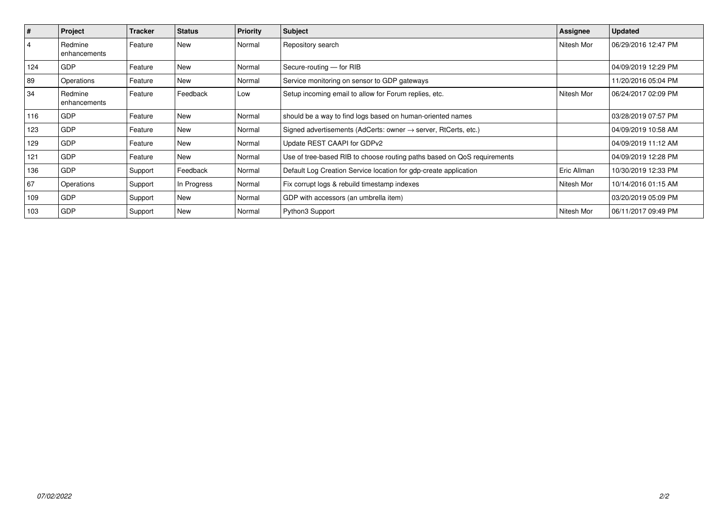| # | Project | Tracker | Status | Priority | Subject | Assignee | Updated |
|---|---|---|---|---|---|---|---|
| 4 | Redmine enhancements | Feature | New | Normal | Repository search | Nitesh Mor | 06/29/2016 12:47 PM |
| 124 | GDP | Feature | New | Normal | Secure-routing — for RIB | | 04/09/2019 12:29 PM |
| 89 | Operations | Feature | New | Normal | Service monitoring on sensor to GDP gateways | | 11/20/2016 05:04 PM |
| 34 | Redmine enhancements | Feature | Feedback | Low | Setup incoming email to allow for Forum replies, etc. | Nitesh Mor | 06/24/2017 02:09 PM |
| 116 | GDP | Feature | New | Normal | should be a way to find logs based on human-oriented names | | 03/28/2019 07:57 PM |
| 123 | GDP | Feature | New | Normal | Signed advertisements (AdCerts: owner → server, RtCerts, etc.) | | 04/09/2019 10:58 AM |
| 129 | GDP | Feature | New | Normal | Update REST CAAPI for GDPv2 | | 04/09/2019 11:12 AM |
| 121 | GDP | Feature | New | Normal | Use of tree-based RIB to choose routing paths based on QoS requirements | | 04/09/2019 12:28 PM |
| 136 | GDP | Support | Feedback | Normal | Default Log Creation Service location for gdp-create application | Eric Allman | 10/30/2019 12:33 PM |
| 67 | Operations | Support | In Progress | Normal | Fix corrupt logs & rebuild timestamp indexes | Nitesh Mor | 10/14/2016 01:15 AM |
| 109 | GDP | Support | New | Normal | GDP with accessors (an umbrella item) | | 03/20/2019 05:09 PM |
| 103 | GDP | Support | New | Normal | Python3 Support | Nitesh Mor | 06/11/2017 09:49 PM |

*07/02/2022*